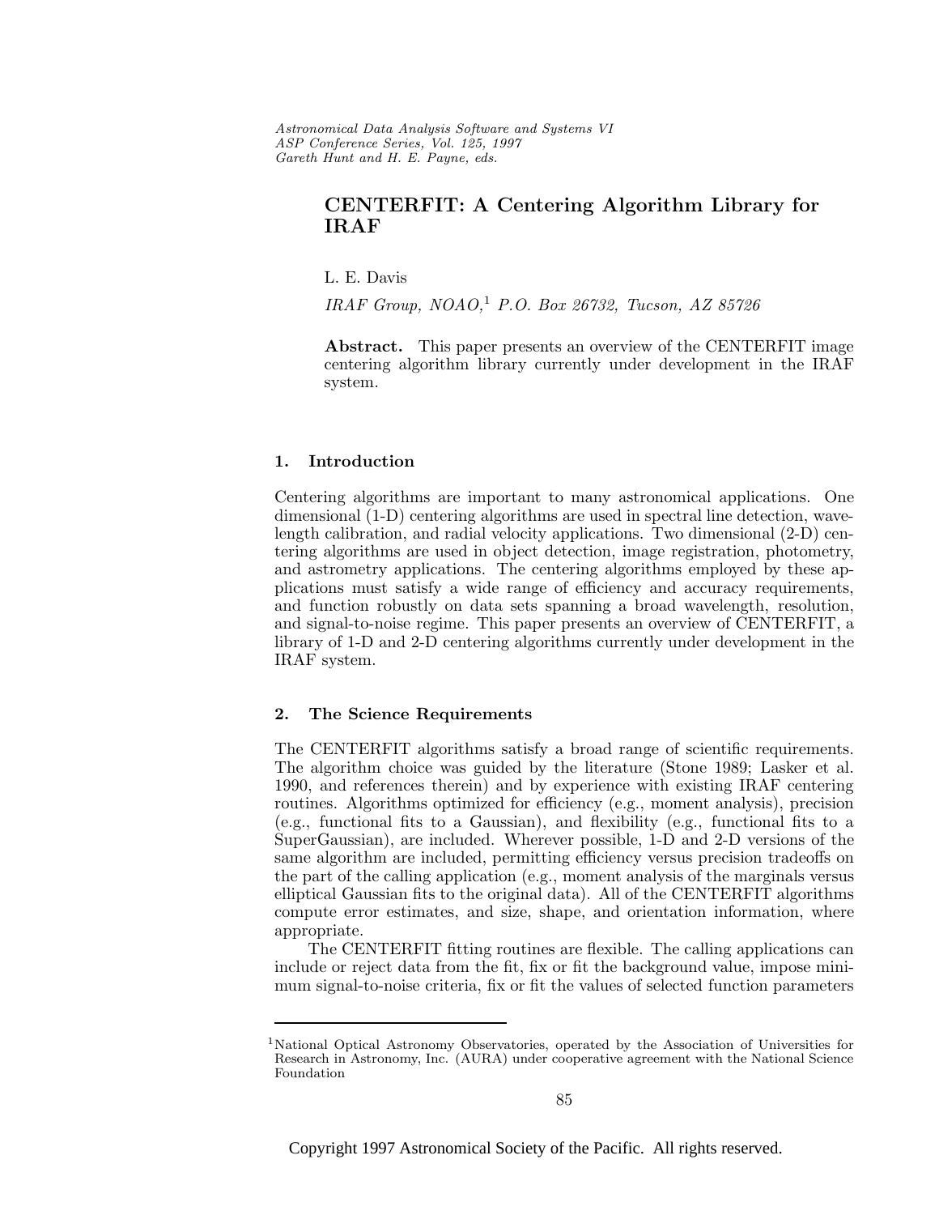*Astronomical Data Analysis Software and Systems VI*
*ASP Conference Series, Vol. 125, 1997*
*Gareth Hunt and H. E. Payne, eds.*

# CENTERFIT: A Centering Algorithm Library for IRAF

L. E. Davis

*IRAF Group, NOAO,*[1] *P.O. Box 26732, Tucson, AZ 85726*

**Abstract.** This paper presents an overview of the CENTERFIT image centering algorithm library currently under development in the IRAF system.

## 1. Introduction

Centering algorithms are important to many astronomical applications. One dimensional (1-D) centering algorithms are used in spectral line detection, wavelength calibration, and radial velocity applications. Two dimensional (2-D) centering algorithms are used in object detection, image registration, photometry, and astrometry applications. The centering algorithms employed by these applications must satisfy a wide range of efficiency and accuracy requirements, and function robustly on data sets spanning a broad wavelength, resolution, and signal-to-noise regime. This paper presents an overview of CENTERFIT, a library of 1-D and 2-D centering algorithms currently under development in the IRAF system.

## 2. The Science Requirements

The CENTERFIT algorithms satisfy a broad range of scientific requirements. The algorithm choice was guided by the literature (Stone 1989; Lasker et al. 1990, and references therein) and by experience with existing IRAF centering routines. Algorithms optimized for efficiency (e.g., moment analysis), precision (e.g., functional fits to a Gaussian), and flexibility (e.g., functional fits to a SuperGaussian), are included. Wherever possible, 1-D and 2-D versions of the same algorithm are included, permitting efficiency versus precision tradeoffs on the part of the calling application (e.g., moment analysis of the marginals versus elliptical Gaussian fits to the original data). All of the CENTERFIT algorithms compute error estimates, and size, shape, and orientation information, where appropriate.

The CENTERFIT fitting routines are flexible. The calling applications can include or reject data from the fit, fix or fit the background value, impose minimum signal-to-noise criteria, fix or fit the values of selected function parameters

[1] National Optical Astronomy Observatories, operated by the Association of Universities for Research in Astronomy, Inc. (AURA) under cooperative agreement with the National Science Foundation

Copyright 1997 Astronomical Society of the Pacific. All rights reserved.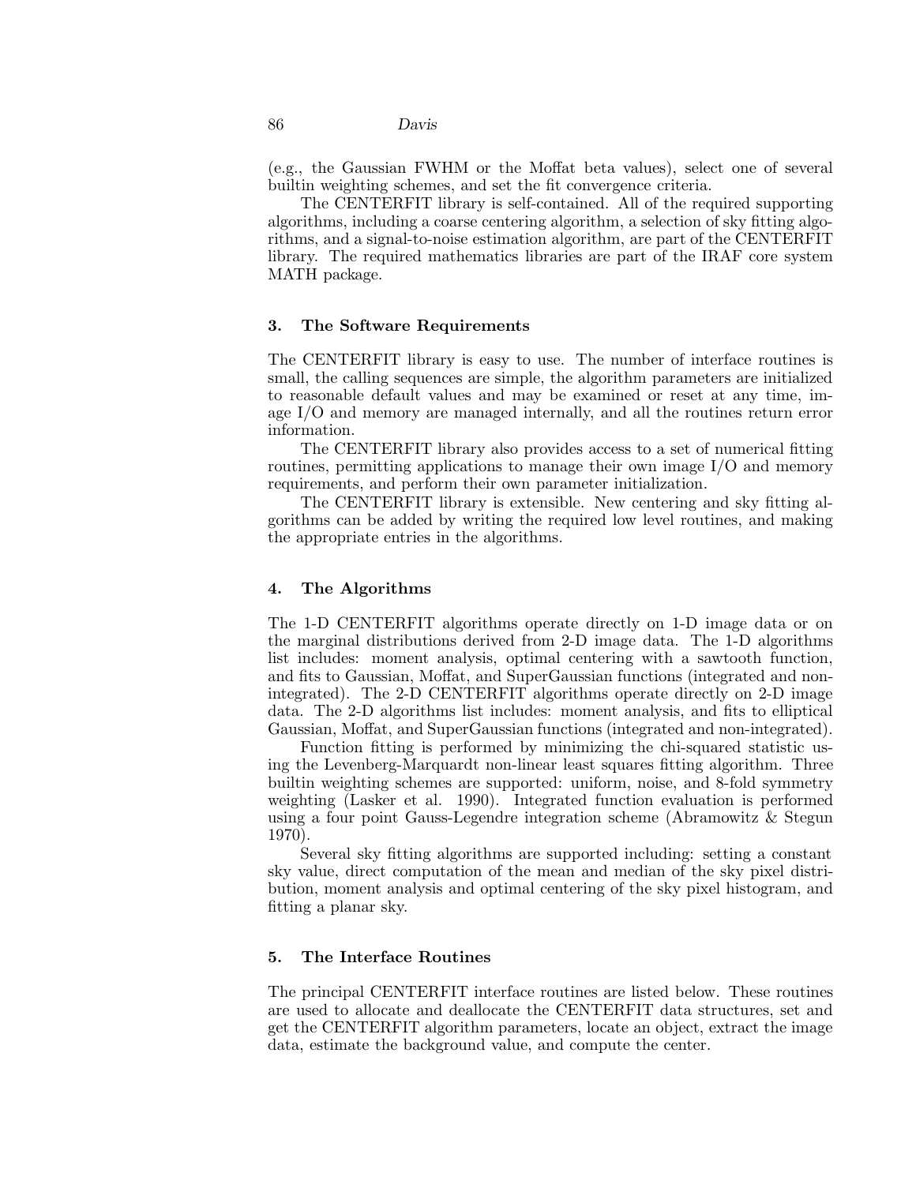(e.g., the Gaussian FWHM or the Moffat beta values), select one of several builtin weighting schemes, and set the fit convergence criteria.

The CENTERFIT library is self-contained. All of the required supporting algorithms, including a coarse centering algorithm, a selection of sky fitting algorithms, and a signal-to-noise estimation algorithm, are part of the CENTERFIT library. The required mathematics libraries are part of the IRAF core system MATH package.

## 3. The Software Requirements

The CENTERFIT library is easy to use. The number of interface routines is small, the calling sequences are simple, the algorithm parameters are initialized to reasonable default values and may be examined or reset at any time, image I/O and memory are managed internally, and all the routines return error information.

The CENTERFIT library also provides access to a set of numerical fitting routines, permitting applications to manage their own image I/O and memory requirements, and perform their own parameter initialization.

The CENTERFIT library is extensible. New centering and sky fitting algorithms can be added by writing the required low level routines, and making the appropriate entries in the algorithms.

## 4. The Algorithms

The 1-D CENTERFIT algorithms operate directly on 1-D image data or on the marginal distributions derived from 2-D image data. The 1-D algorithms list includes: moment analysis, optimal centering with a sawtooth function, and fits to Gaussian, Moffat, and SuperGaussian functions (integrated and non-integrated). The 2-D CENTERFIT algorithms operate directly on 2-D image data. The 2-D algorithms list includes: moment analysis, and fits to elliptical Gaussian, Moffat, and SuperGaussian functions (integrated and non-integrated).

Function fitting is performed by minimizing the chi-squared statistic using the Levenberg-Marquardt non-linear least squares fitting algorithm. Three builtin weighting schemes are supported: uniform, noise, and 8-fold symmetry weighting (Lasker et al. 1990). Integrated function evaluation is performed using a four point Gauss-Legendre integration scheme (Abramowitz & Stegun 1970).

Several sky fitting algorithms are supported including: setting a constant sky value, direct computation of the mean and median of the sky pixel distribution, moment analysis and optimal centering of the sky pixel histogram, and fitting a planar sky.

## 5. The Interface Routines

The principal CENTERFIT interface routines are listed below. These routines are used to allocate and deallocate the CENTERFIT data structures, set and get the CENTERFIT algorithm parameters, locate an object, extract the image data, estimate the background value, and compute the center.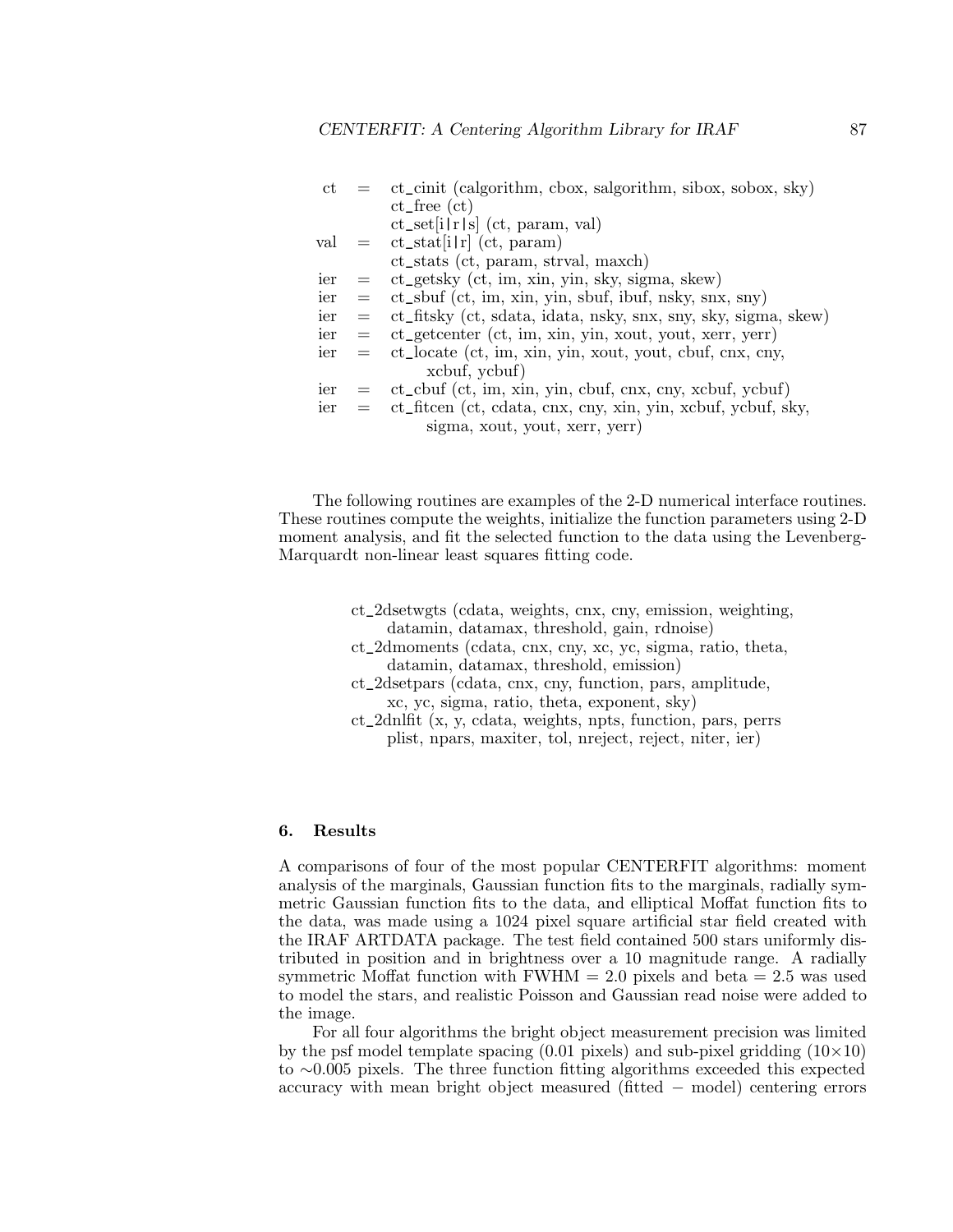```
 ct   =   ct_cinit (calgorithm, cbox, salgorithm, sibox, sobox, sky)
          ct_free (ct)
          ct_set[i|r|s] (ct, param, val)
val   =   ct_stat[i|r] (ct, param)
          ct_stats (ct, param, strval, maxch)
ier   =   ct_getsky (ct, im, xin, yin, sky, sigma, skew)
ier   =   ct_sbuf (ct, im, xin, yin, sbuf, ibuf, nsky, snx, sny)
ier   =   ct_fitsky (ct, sdata, idata, nsky, snx, sny, sky, sigma, skew)
ier   =   ct_getcenter (ct, im, xin, yin, xout, yout, xerr, yerr)
ier   =   ct_locate (ct, im, xin, yin, xout, yout, cbuf, cnx, cny,
              xcbuf, ycbuf)
ier   =   ct_cbuf (ct, im, xin, yin, cbuf, cnx, cny, xcbuf, ycbuf)
ier   =   ct_fitcen (ct, cdata, cnx, cny, xin, yin, xcbuf, ycbuf, sky,
              sigma, xout, yout, xerr, yerr)
```

The following routines are examples of the 2-D numerical interface routines. These routines compute the weights, initialize the function parameters using 2-D moment analysis, and fit the selected function to the data using the Levenberg-Marquardt non-linear least squares fitting code.

```
ct_2dsetwgts (cdata, weights, cnx, cny, emission, weighting,
      datamin, datamax, threshold, gain, rdnoise)
ct_2dmoments (cdata, cnx, cny, xc, yc, sigma, ratio, theta,
      datamin, datamax, threshold, emission)
ct_2dsetpars (cdata, cnx, cny, function, pars, amplitude,
      xc, yc, sigma, ratio, theta, exponent, sky)
ct_2dnlfit (x, y, cdata, weights, npts, function, pars, perrs
      plist, npars, maxiter, tol, nreject, reject, niter, ier)
```

## 6. Results

A comparisons of four of the most popular CENTERFIT algorithms: moment analysis of the marginals, Gaussian function fits to the marginals, radially symmetric Gaussian function fits to the data, and elliptical Moffat function fits to the data, was made using a 1024 pixel square artificial star field created with the IRAF ARTDATA package. The test field contained 500 stars uniformly distributed in position and in brightness over a 10 magnitude range. A radially symmetric Moffat function with FWHM = 2.0 pixels and beta = 2.5 was used to model the stars, and realistic Poisson and Gaussian read noise were added to the image.

For all four algorithms the bright object measurement precision was limited by the psf model template spacing (0.01 pixels) and sub-pixel gridding ($10\times10$) to $\sim$0.005 pixels. The three function fitting algorithms exceeded this expected accuracy with mean bright object measured (fitted $-$ model) centering errors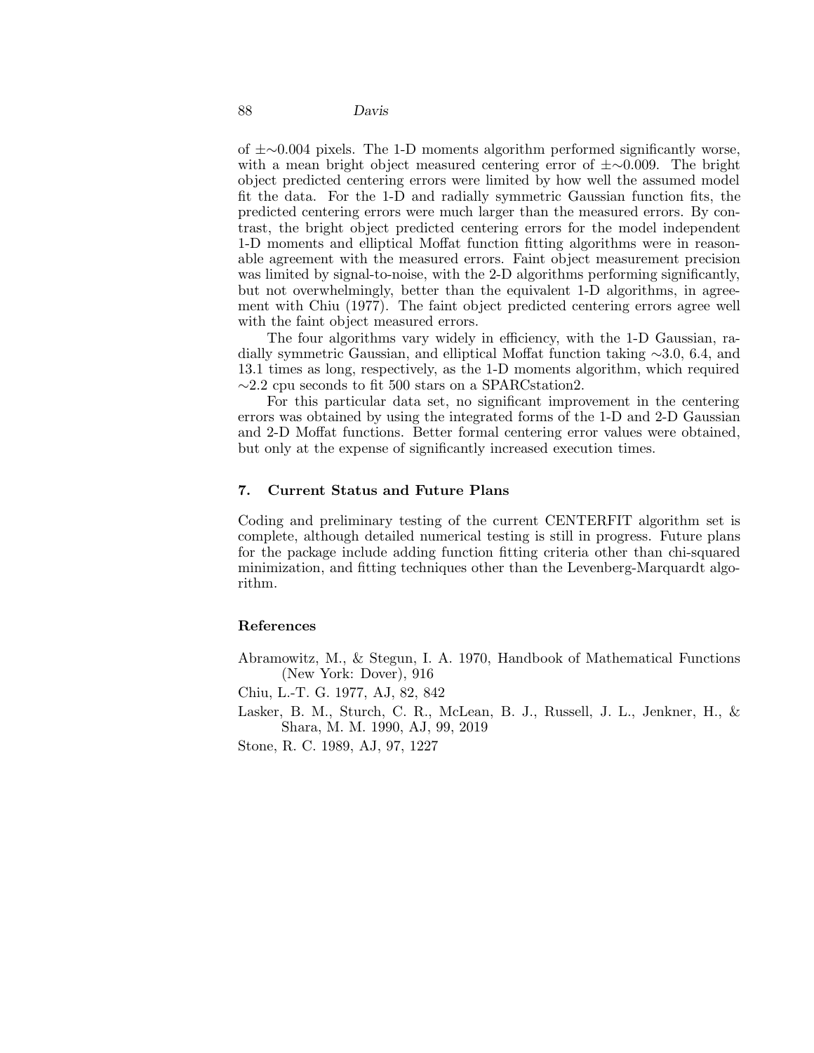of $\pm\sim0.004$ pixels. The 1-D moments algorithm performed significantly worse, with a mean bright object measured centering error of $\pm\sim0.009$. The bright object predicted centering errors were limited by how well the assumed model fit the data. For the 1-D and radially symmetric Gaussian function fits, the predicted centering errors were much larger than the measured errors. By contrast, the bright object predicted centering errors for the model independent 1-D moments and elliptical Moffat function fitting algorithms were in reasonable agreement with the measured errors. Faint object measurement precision was limited by signal-to-noise, with the 2-D algorithms performing significantly, but not overwhelmingly, better than the equivalent 1-D algorithms, in agreement with Chiu (1977). The faint object predicted centering errors agree well with the faint object measured errors.

The four algorithms vary widely in efficiency, with the 1-D Gaussian, radially symmetric Gaussian, and elliptical Moffat function taking $\sim$3.0, 6.4, and 13.1 times as long, respectively, as the 1-D moments algorithm, which required $\sim$2.2 cpu seconds to fit 500 stars on a SPARCstation2.

For this particular data set, no significant improvement in the centering errors was obtained by using the integrated forms of the 1-D and 2-D Gaussian and 2-D Moffat functions. Better formal centering error values were obtained, but only at the expense of significantly increased execution times.

## 7. Current Status and Future Plans

Coding and preliminary testing of the current CENTERFIT algorithm set is complete, although detailed numerical testing is still in progress. Future plans for the package include adding function fitting criteria other than chi-squared minimization, and fitting techniques other than the Levenberg-Marquardt algorithm.

## References

Abramowitz, M., & Stegun, I. A. 1970, Handbook of Mathematical Functions (New York: Dover), 916

Chiu, L.-T. G. 1977, AJ, 82, 842

Lasker, B. M., Sturch, C. R., McLean, B. J., Russell, J. L., Jenkner, H., & Shara, M. M. 1990, AJ, 99, 2019

Stone, R. C. 1989, AJ, 97, 1227